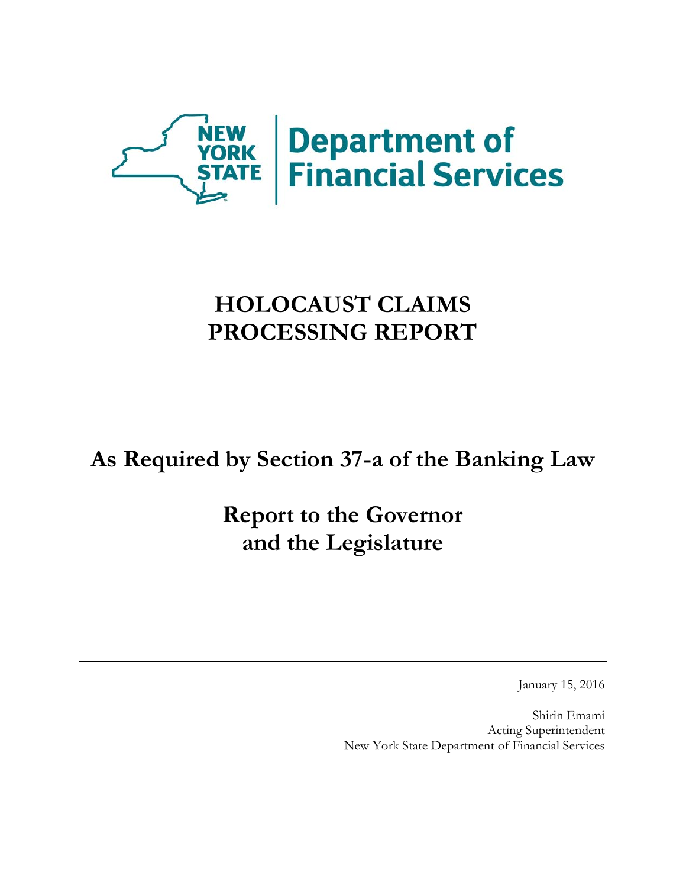NEW YORK STATE | Department of Financial Services

# HOLOCAUST CLAIMS PROCESSING REPORT

## As Required by Section 37-a of the Banking Law

## Report to the Governor and the Legislature

---

January 15, 2016

Shirin Emami
Acting Superintendent
New York State Department of Financial Services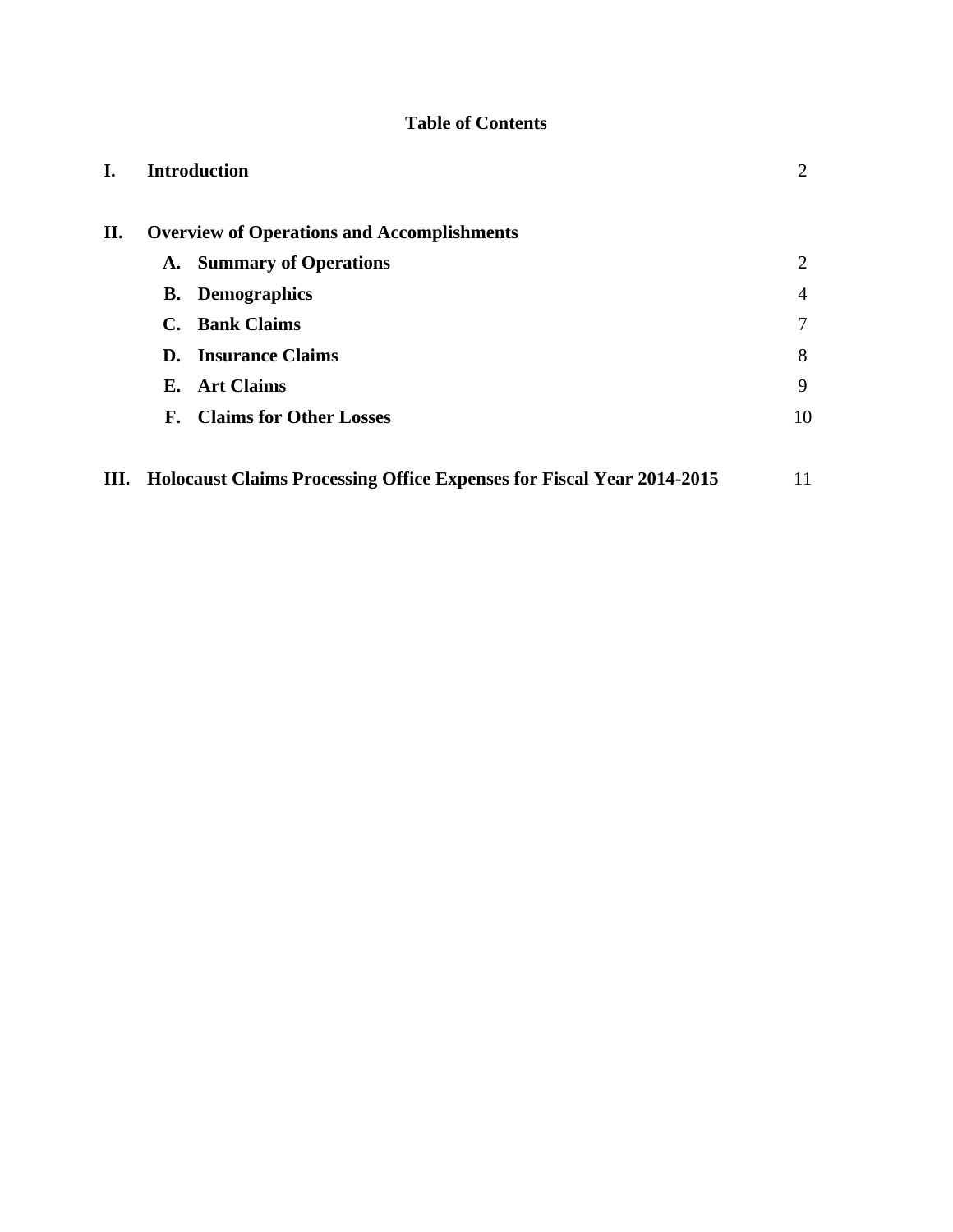# Table of Contents

| | | |
|---|---|---|
| **I.** | **Introduction** | 2 |
| **II.** | **Overview of Operations and Accomplishments** | |
| | **A. Summary of Operations** | 2 |
| | **B. Demographics** | 4 |
| | **C. Bank Claims** | 7 |
| | **D. Insurance Claims** | 8 |
| | **E. Art Claims** | 9 |
| | **F. Claims for Other Losses** | 10 |
| **III.** | **Holocaust Claims Processing Office Expenses for Fiscal Year 2014-2015** | 11 |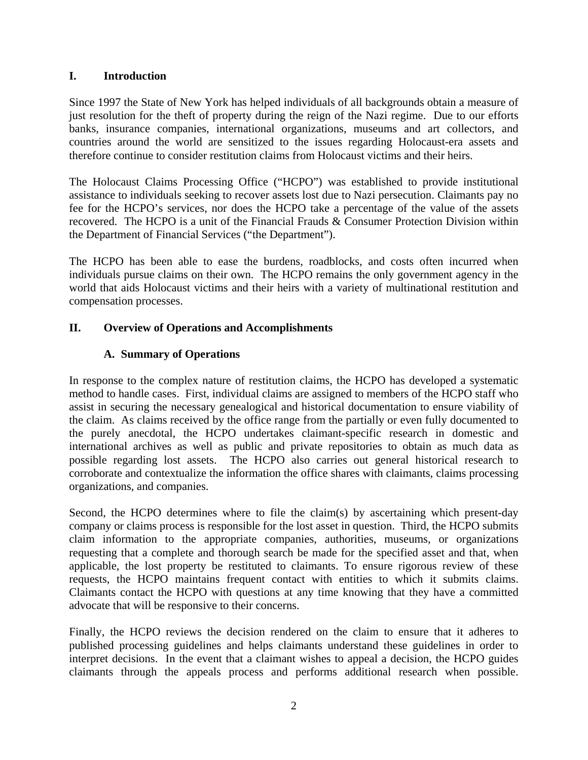## I. Introduction

Since 1997 the State of New York has helped individuals of all backgrounds obtain a measure of just resolution for the theft of property during the reign of the Nazi regime. Due to our efforts banks, insurance companies, international organizations, museums and art collectors, and countries around the world are sensitized to the issues regarding Holocaust-era assets and therefore continue to consider restitution claims from Holocaust victims and their heirs.

The Holocaust Claims Processing Office ("HCPO") was established to provide institutional assistance to individuals seeking to recover assets lost due to Nazi persecution. Claimants pay no fee for the HCPO's services, nor does the HCPO take a percentage of the value of the assets recovered. The HCPO is a unit of the Financial Frauds & Consumer Protection Division within the Department of Financial Services ("the Department").

The HCPO has been able to ease the burdens, roadblocks, and costs often incurred when individuals pursue claims on their own. The HCPO remains the only government agency in the world that aids Holocaust victims and their heirs with a variety of multinational restitution and compensation processes.

## II. Overview of Operations and Accomplishments

### A. Summary of Operations

In response to the complex nature of restitution claims, the HCPO has developed a systematic method to handle cases. First, individual claims are assigned to members of the HCPO staff who assist in securing the necessary genealogical and historical documentation to ensure viability of the claim. As claims received by the office range from the partially or even fully documented to the purely anecdotal, the HCPO undertakes claimant-specific research in domestic and international archives as well as public and private repositories to obtain as much data as possible regarding lost assets. The HCPO also carries out general historical research to corroborate and contextualize the information the office shares with claimants, claims processing organizations, and companies.

Second, the HCPO determines where to file the claim(s) by ascertaining which present-day company or claims process is responsible for the lost asset in question. Third, the HCPO submits claim information to the appropriate companies, authorities, museums, or organizations requesting that a complete and thorough search be made for the specified asset and that, when applicable, the lost property be restituted to claimants. To ensure rigorous review of these requests, the HCPO maintains frequent contact with entities to which it submits claims. Claimants contact the HCPO with questions at any time knowing that they have a committed advocate that will be responsive to their concerns.

Finally, the HCPO reviews the decision rendered on the claim to ensure that it adheres to published processing guidelines and helps claimants understand these guidelines in order to interpret decisions. In the event that a claimant wishes to appeal a decision, the HCPO guides claimants through the appeals process and performs additional research when possible.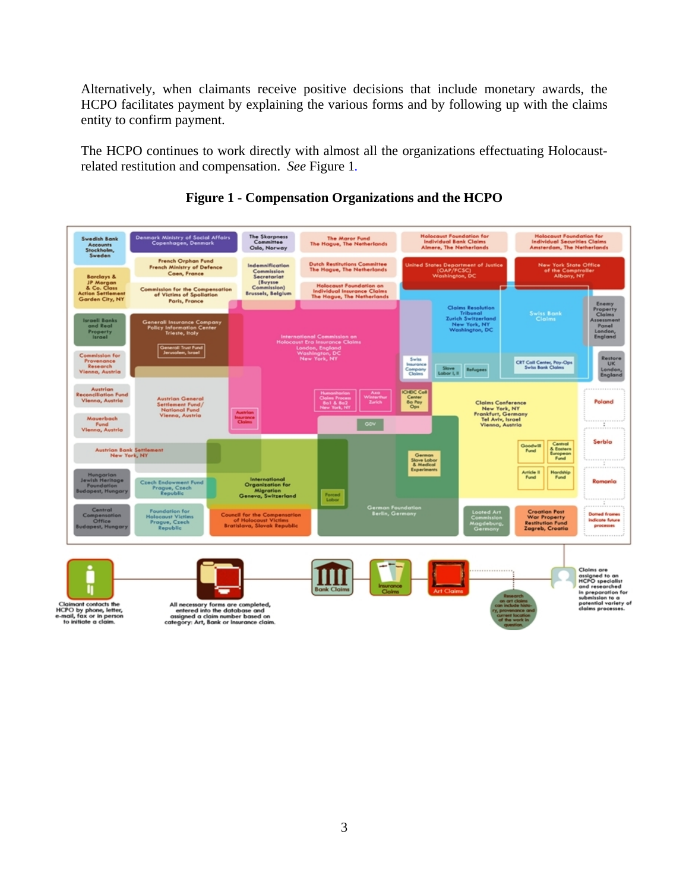Alternatively, when claimants receive positive decisions that include monetary awards, the HCPO facilitates payment by explaining the various forms and by following up with the claims entity to confirm payment.

The HCPO continues to work directly with almost all the organizations effectuating Holocaust-related restitution and compensation. *See* Figure 1.

**Figure 1 - Compensation Organizations and the HCPO**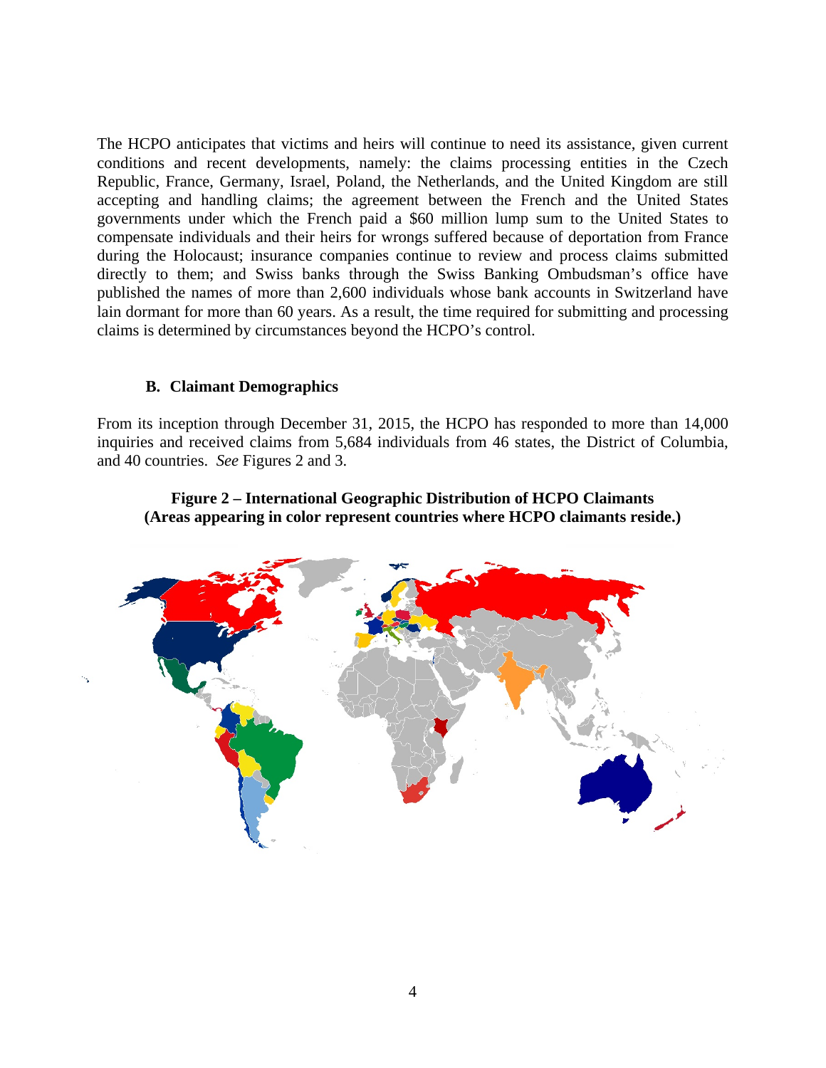The HCPO anticipates that victims and heirs will continue to need its assistance, given current conditions and recent developments, namely: the claims processing entities in the Czech Republic, France, Germany, Israel, Poland, the Netherlands, and the United Kingdom are still accepting and handling claims; the agreement between the French and the United States governments under which the French paid a $60 million lump sum to the United States to compensate individuals and their heirs for wrongs suffered because of deportation from France during the Holocaust; insurance companies continue to review and process claims submitted directly to them; and Swiss banks through the Swiss Banking Ombudsman's office have published the names of more than 2,600 individuals whose bank accounts in Switzerland have lain dormant for more than 60 years. As a result, the time required for submitting and processing claims is determined by circumstances beyond the HCPO's control.

### B. Claimant Demographics

From its inception through December 31, 2015, the HCPO has responded to more than 14,000 inquiries and received claims from 5,684 individuals from 46 states, the District of Columbia, and 40 countries. *See* Figures 2 and 3.

**Figure 2 – International Geographic Distribution of HCPO Claimants (Areas appearing in color represent countries where HCPO claimants reside.)**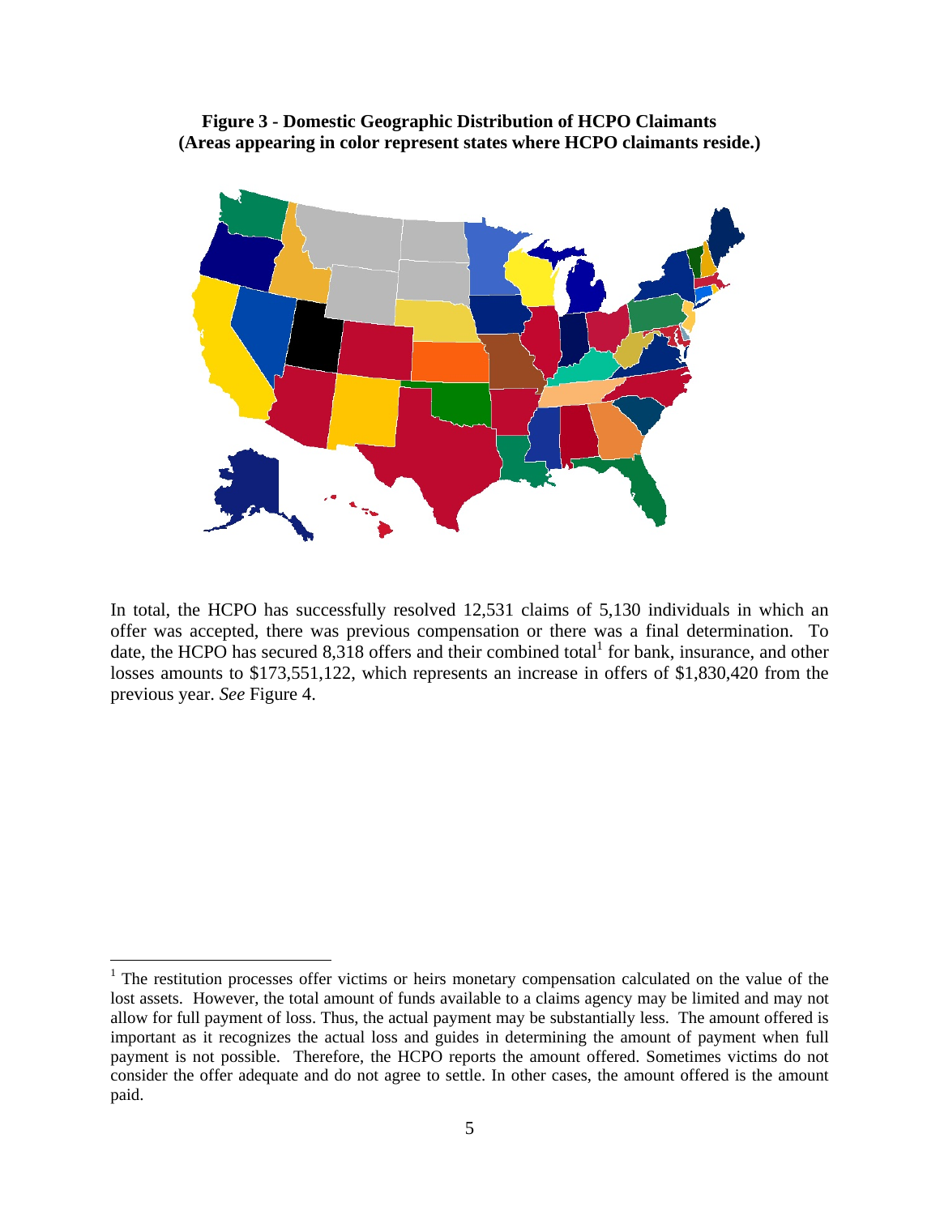**Figure 3 - Domestic Geographic Distribution of HCPO Claimants (Areas appearing in color represent states where HCPO claimants reside.)**

In total, the HCPO has successfully resolved 12,531 claims of 5,130 individuals in which an offer was accepted, there was previous compensation or there was a final determination. To date, the HCPO has secured 8,318 offers and their combined total[1] for bank, insurance, and other losses amounts to $173,551,122, which represents an increase in offers of $1,830,420 from the previous year. *See* Figure 4.

---

[1] The restitution processes offer victims or heirs monetary compensation calculated on the value of the lost assets. However, the total amount of funds available to a claims agency may be limited and may not allow for full payment of loss. Thus, the actual payment may be substantially less. The amount offered is important as it recognizes the actual loss and guides in determining the amount of payment when full payment is not possible. Therefore, the HCPO reports the amount offered. Sometimes victims do not consider the offer adequate and do not agree to settle. In other cases, the amount offered is the amount paid.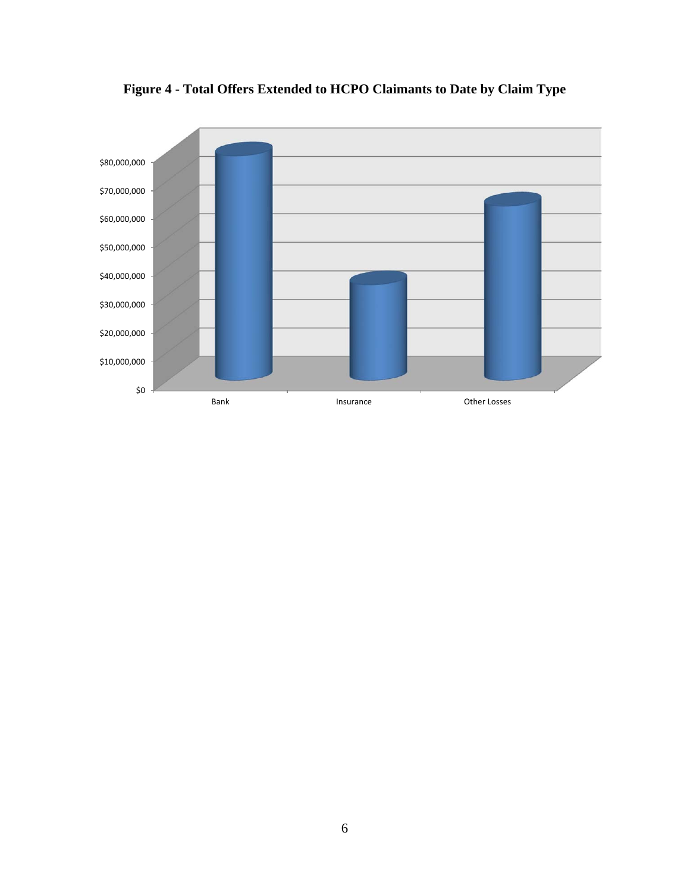**Figure 4 - Total Offers Extended to HCPO Claimants to Date by Claim Type**

| Claim Type | Axis |
|---|---|
| Bank | |
| Insurance | |
| Other Losses | |

Y-axis: $0, $10,000,000, $20,000,000, $30,000,000, $40,000,000, $50,000,000, $60,000,000, $70,000,000, $80,000,000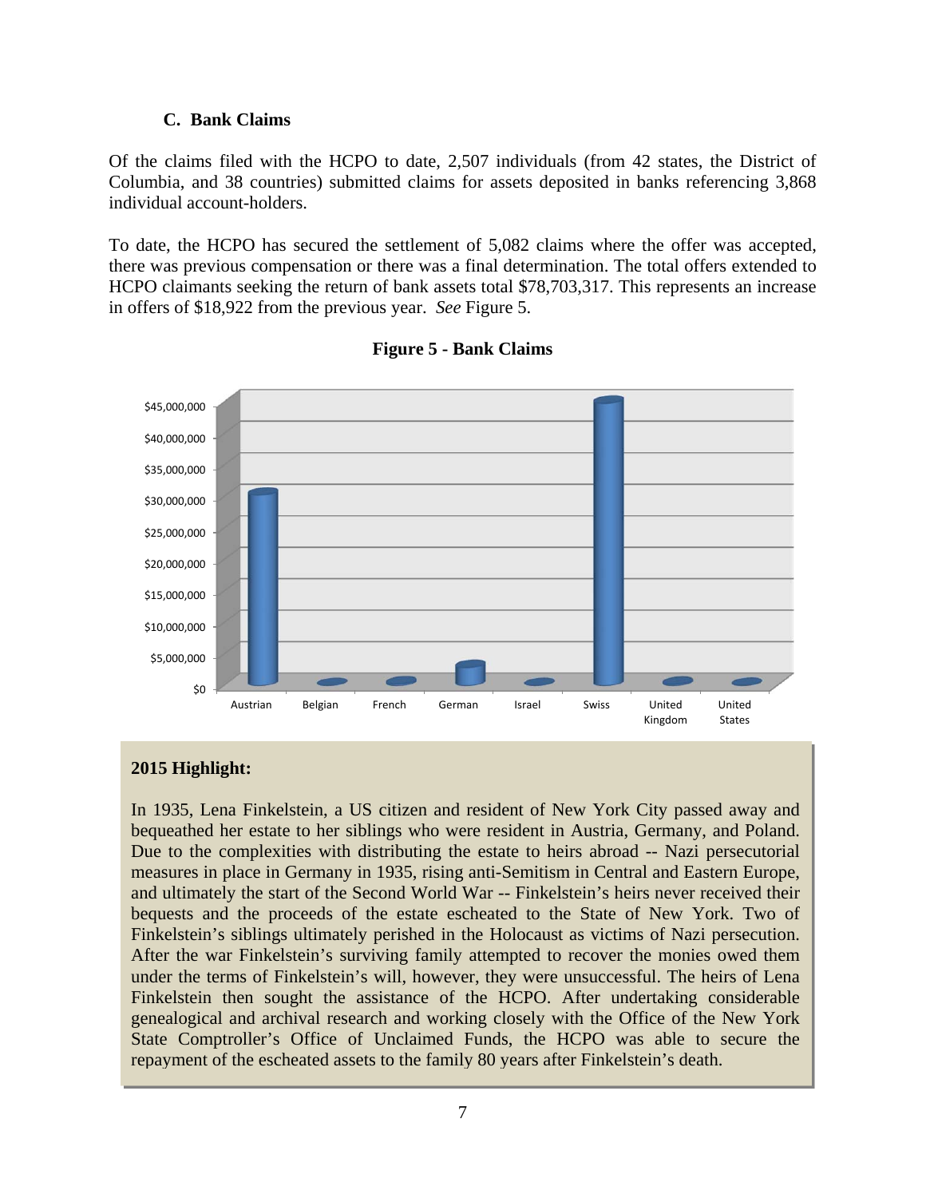### C. Bank Claims

Of the claims filed with the HCPO to date, 2,507 individuals (from 42 states, the District of Columbia, and 38 countries) submitted claims for assets deposited in banks referencing 3,868 individual account-holders.

To date, the HCPO has secured the settlement of 5,082 claims where the offer was accepted, there was previous compensation or there was a final determination. The total offers extended to HCPO claimants seeking the return of bank assets total $78,703,317. This represents an increase in offers of $18,922 from the previous year. *See* Figure 5.

**Figure 5 - Bank Claims**

> **2015 Highlight:**
>
> In 1935, Lena Finkelstein, a US citizen and resident of New York City passed away and bequeathed her estate to her siblings who were resident in Austria, Germany, and Poland. Due to the complexities with distributing the estate to heirs abroad -- Nazi persecutorial measures in place in Germany in 1935, rising anti-Semitism in Central and Eastern Europe, and ultimately the start of the Second World War -- Finkelstein's heirs never received their bequests and the proceeds of the estate escheated to the State of New York. Two of Finkelstein's siblings ultimately perished in the Holocaust as victims of Nazi persecution. After the war Finkelstein's surviving family attempted to recover the monies owed them under the terms of Finkelstein's will, however, they were unsuccessful. The heirs of Lena Finkelstein then sought the assistance of the HCPO. After undertaking considerable genealogical and archival research and working closely with the Office of the New York State Comptroller's Office of Unclaimed Funds, the HCPO was able to secure the repayment of the escheated assets to the family 80 years after Finkelstein's death.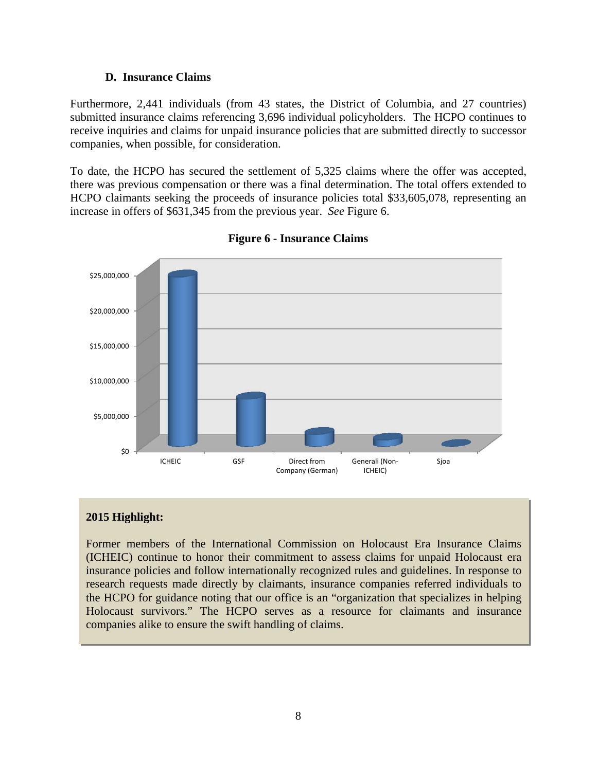### D. Insurance Claims

Furthermore, 2,441 individuals (from 43 states, the District of Columbia, and 27 countries) submitted insurance claims referencing 3,696 individual policyholders. The HCPO continues to receive inquiries and claims for unpaid insurance policies that are submitted directly to successor companies, when possible, for consideration.

To date, the HCPO has secured the settlement of 5,325 claims where the offer was accepted, there was previous compensation or there was a final determination. The total offers extended to HCPO claimants seeking the proceeds of insurance policies total $33,605,078, representing an increase in offers of $631,345 from the previous year. *See* Figure 6.

**Figure 6 - Insurance Claims**

**2015 Highlight:**

Former members of the International Commission on Holocaust Era Insurance Claims (ICHEIC) continue to honor their commitment to assess claims for unpaid Holocaust era insurance policies and follow internationally recognized rules and guidelines. In response to research requests made directly by claimants, insurance companies referred individuals to the HCPO for guidance noting that our office is an "organization that specializes in helping Holocaust survivors." The HCPO serves as a resource for claimants and insurance companies alike to ensure the swift handling of claims.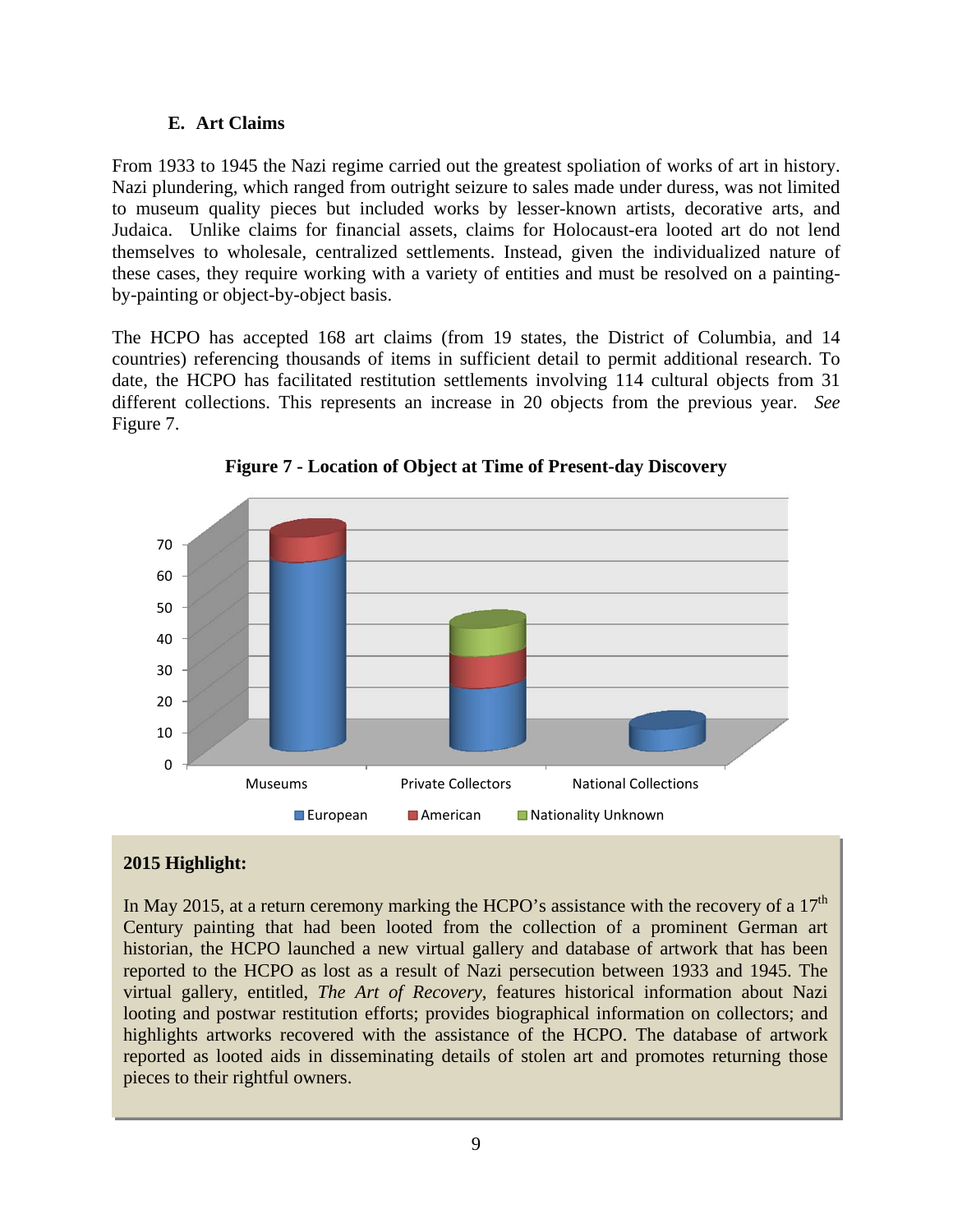### E. Art Claims

From 1933 to 1945 the Nazi regime carried out the greatest spoliation of works of art in history. Nazi plundering, which ranged from outright seizure to sales made under duress, was not limited to museum quality pieces but included works by lesser-known artists, decorative arts, and Judaica. Unlike claims for financial assets, claims for Holocaust-era looted art do not lend themselves to wholesale, centralized settlements. Instead, given the individualized nature of these cases, they require working with a variety of entities and must be resolved on a painting-by-painting or object-by-object basis.

The HCPO has accepted 168 art claims (from 19 states, the District of Columbia, and 14 countries) referencing thousands of items in sufficient detail to permit additional research. To date, the HCPO has facilitated restitution settlements involving 114 cultural objects from 31 different collections. This represents an increase in 20 objects from the previous year. *See* Figure 7.

**Figure 7 - Location of Object at Time of Present-day Discovery**

**2015 Highlight:**

In May 2015, at a return ceremony marking the HCPO's assistance with the recovery of a 17th Century painting that had been looted from the collection of a prominent German art historian, the HCPO launched a new virtual gallery and database of artwork that has been reported to the HCPO as lost as a result of Nazi persecution between 1933 and 1945. The virtual gallery, entitled, *The Art of Recovery*, features historical information about Nazi looting and postwar restitution efforts; provides biographical information on collectors; and highlights artworks recovered with the assistance of the HCPO. The database of artwork reported as looted aids in disseminating details of stolen art and promotes returning those pieces to their rightful owners.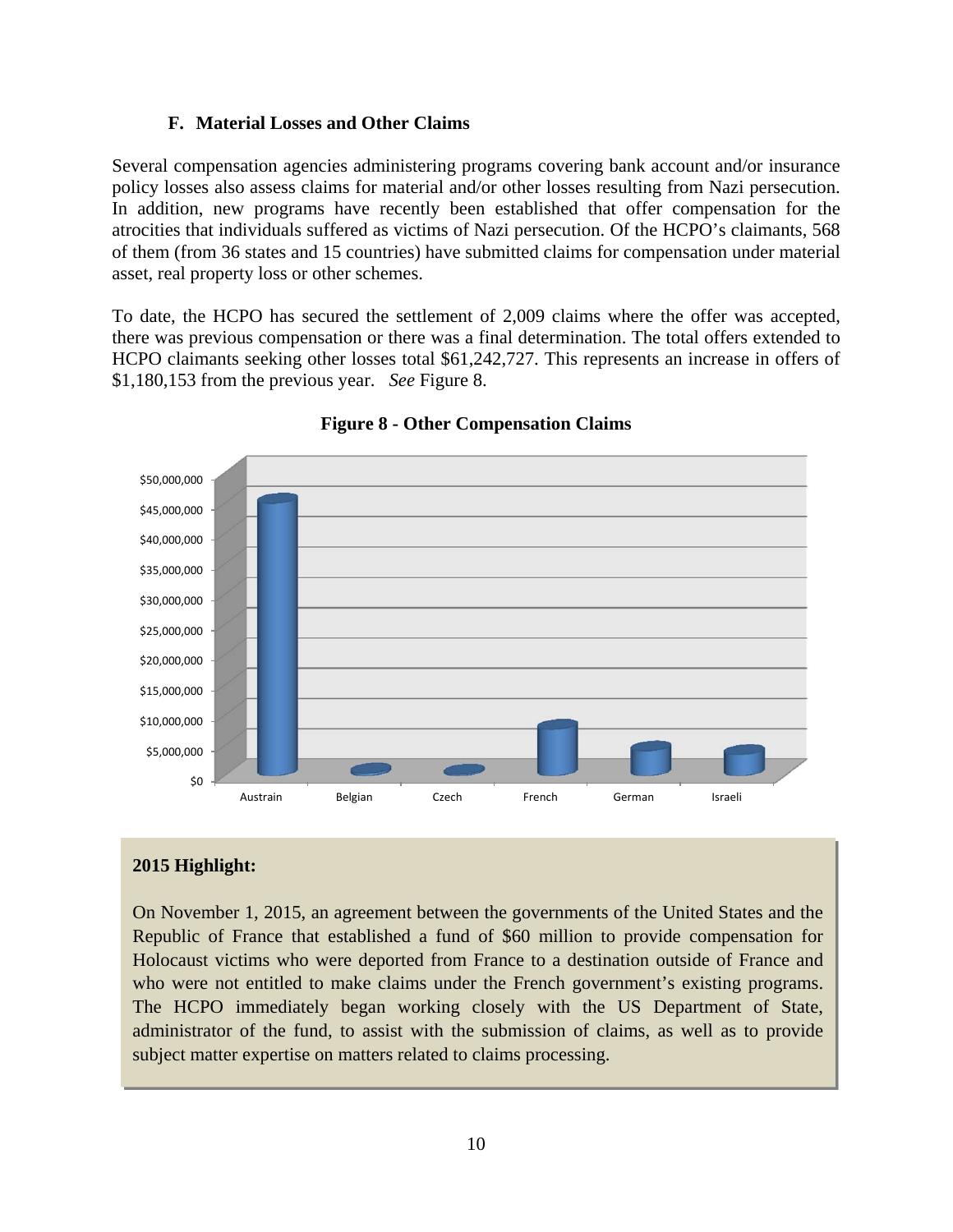### F. Material Losses and Other Claims

Several compensation agencies administering programs covering bank account and/or insurance policy losses also assess claims for material and/or other losses resulting from Nazi persecution. In addition, new programs have recently been established that offer compensation for the atrocities that individuals suffered as victims of Nazi persecution. Of the HCPO's claimants, 568 of them (from 36 states and 15 countries) have submitted claims for compensation under material asset, real property loss or other schemes.

To date, the HCPO has secured the settlement of 2,009 claims where the offer was accepted, there was previous compensation or there was a final determination. The total offers extended to HCPO claimants seeking other losses total $61,242,727. This represents an increase in offers of $1,180,153 from the previous year. *See* Figure 8.

**Figure 8 - Other Compensation Claims**

$50,000,000
$45,000,000
$40,000,000
$35,000,000
$30,000,000
$25,000,000
$20,000,000
$15,000,000
$10,000,000
$5,000,000
$0

Austrain Belgian Czech French German Israeli

**2015 Highlight:**

On November 1, 2015, an agreement between the governments of the United States and the Republic of France that established a fund of $60 million to provide compensation for Holocaust victims who were deported from France to a destination outside of France and who were not entitled to make claims under the French government's existing programs. The HCPO immediately began working closely with the US Department of State, administrator of the fund, to assist with the submission of claims, as well as to provide subject matter expertise on matters related to claims processing.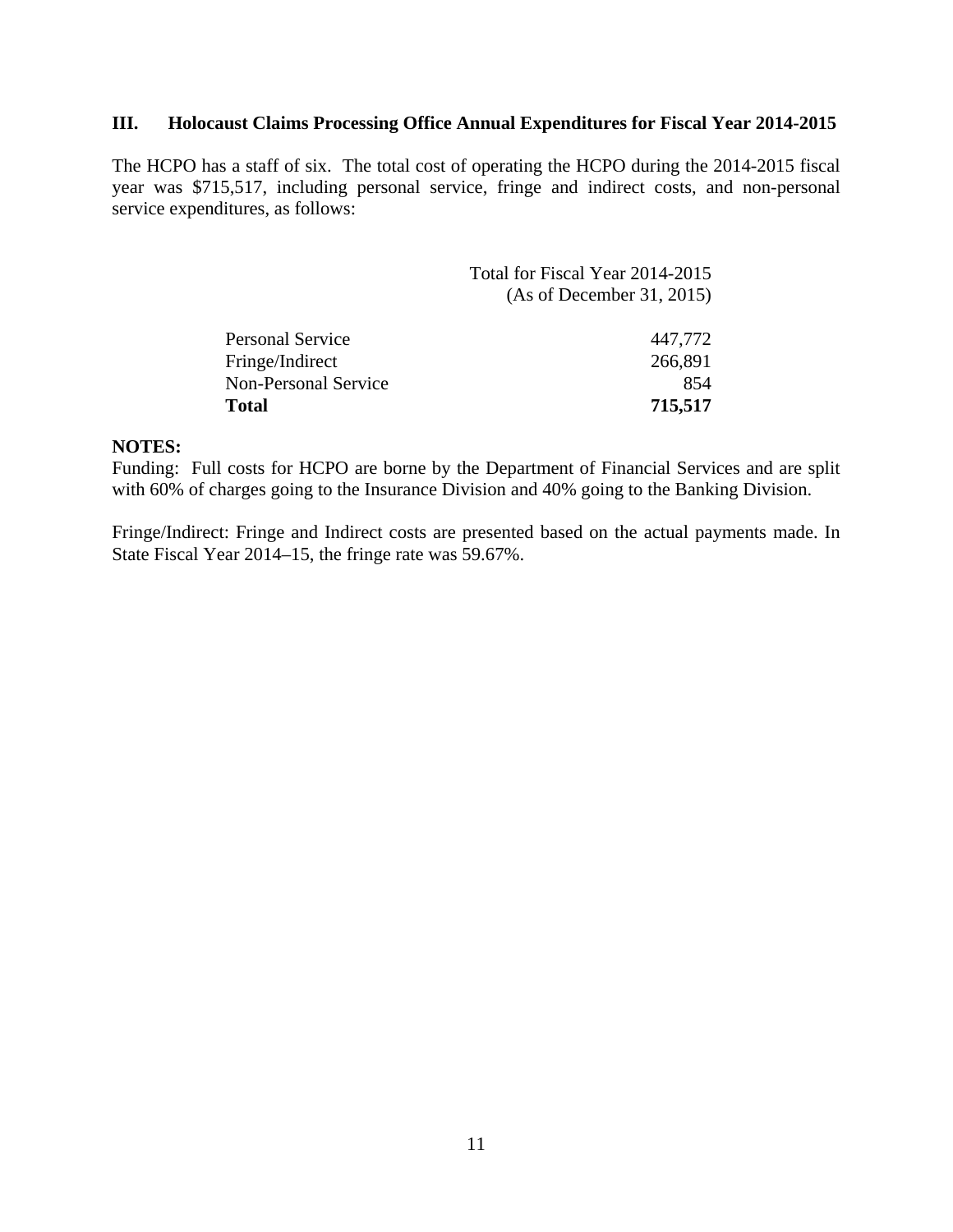## III. Holocaust Claims Processing Office Annual Expenditures for Fiscal Year 2014-2015

The HCPO has a staff of six. The total cost of operating the HCPO during the 2014-2015 fiscal year was $715,517, including personal service, fringe and indirect costs, and non-personal service expenditures, as follows:

| | Total for Fiscal Year 2014-2015 (As of December 31, 2015) |
|---|---|
| Personal Service | 447,772 |
| Fringe/Indirect | 266,891 |
| Non-Personal Service | 854 |
| **Total** | **715,517** |

**NOTES:**

Funding: Full costs for HCPO are borne by the Department of Financial Services and are split with 60% of charges going to the Insurance Division and 40% going to the Banking Division.

Fringe/Indirect: Fringe and Indirect costs are presented based on the actual payments made. In State Fiscal Year 2014–15, the fringe rate was 59.67%.